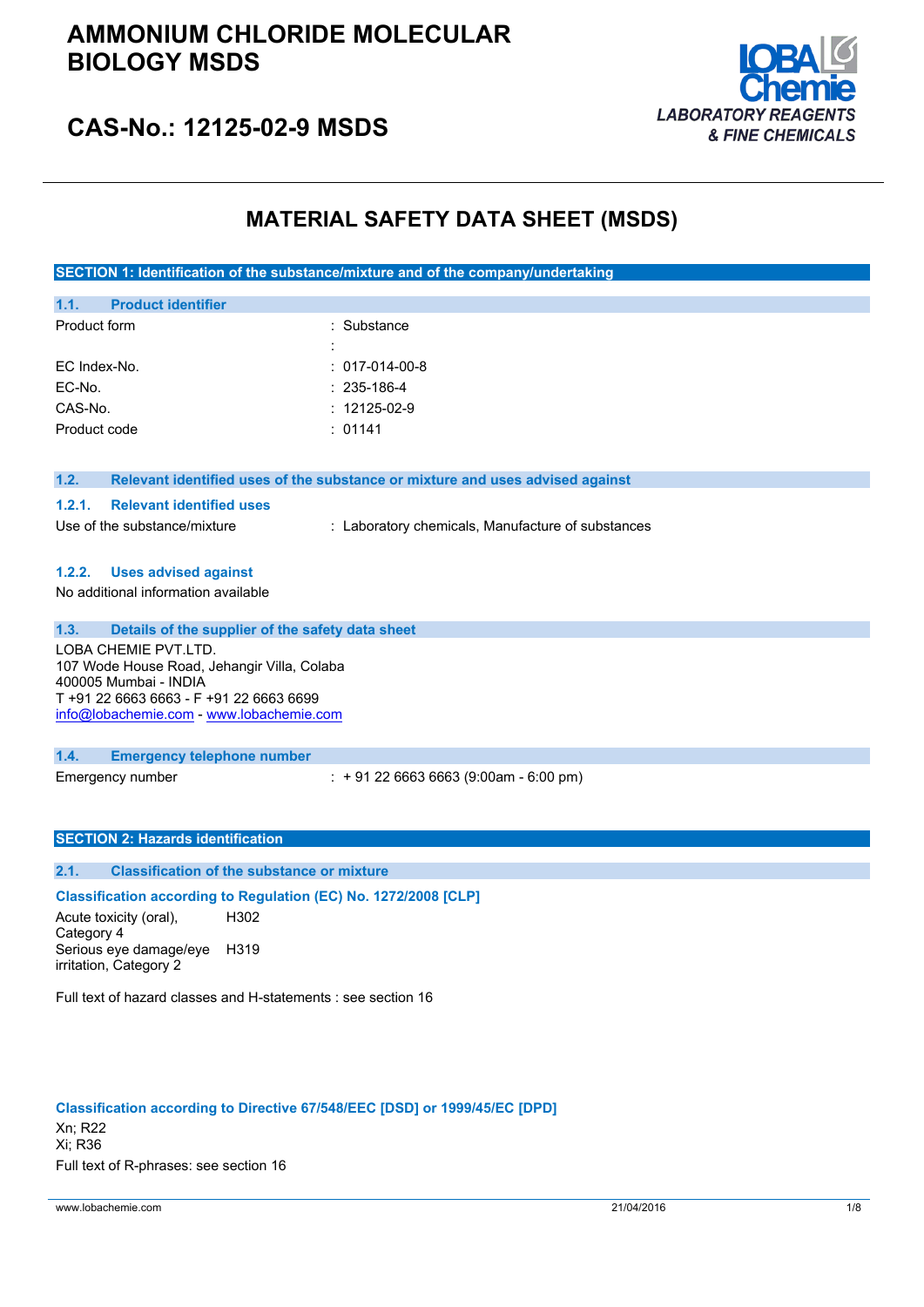# AMMONIUM CHLORIDE MOLECULAR BIOLOGY MSDS

## CAS-No.: 12125-02-9 MSDS

LOBA Chemie
LABORATORY REAGENTS & FINE CHEMICALS

# MATERIAL SAFETY DATA SHEET (MSDS)

## SECTION 1: Identification of the substance/mixture and of the company/undertaking

### 1.1. Product identifier

| | |
|---|---|
| Product form | : Substance |
| | : |
| EC Index-No. | : 017-014-00-8 |
| EC-No. | : 235-186-4 |
| CAS-No. | : 12125-02-9 |
| Product code | : 01141 |

### 1.2. Relevant identified uses of the substance or mixture and uses advised against

#### 1.2.1. Relevant identified uses

Use of the substance/mixture : Laboratory chemicals, Manufacture of substances

#### 1.2.2. Uses advised against

No additional information available

### 1.3. Details of the supplier of the safety data sheet

LOBA CHEMIE PVT.LTD.
107 Wode House Road, Jehangir Villa, Colaba
400005 Mumbai - INDIA
T +91 22 6663 6663 - F +91 22 6663 6699
info@lobachemie.com - www.lobachemie.com

### 1.4. Emergency telephone number

Emergency number : + 91 22 6663 6663 (9:00am - 6:00 pm)

## SECTION 2: Hazards identification

### 2.1. Classification of the substance or mixture

**Classification according to Regulation (EC) No. 1272/2008 [CLP]**

| | |
|---|---|
| Acute toxicity (oral), Category 4 | H302 |
| Serious eye damage/eye irritation, Category 2 | H319 |

Full text of hazard classes and H-statements : see section 16

**Classification according to Directive 67/548/EEC [DSD] or 1999/45/EC [DPD]**

Xn; R22
Xi; R36
Full text of R-phrases: see section 16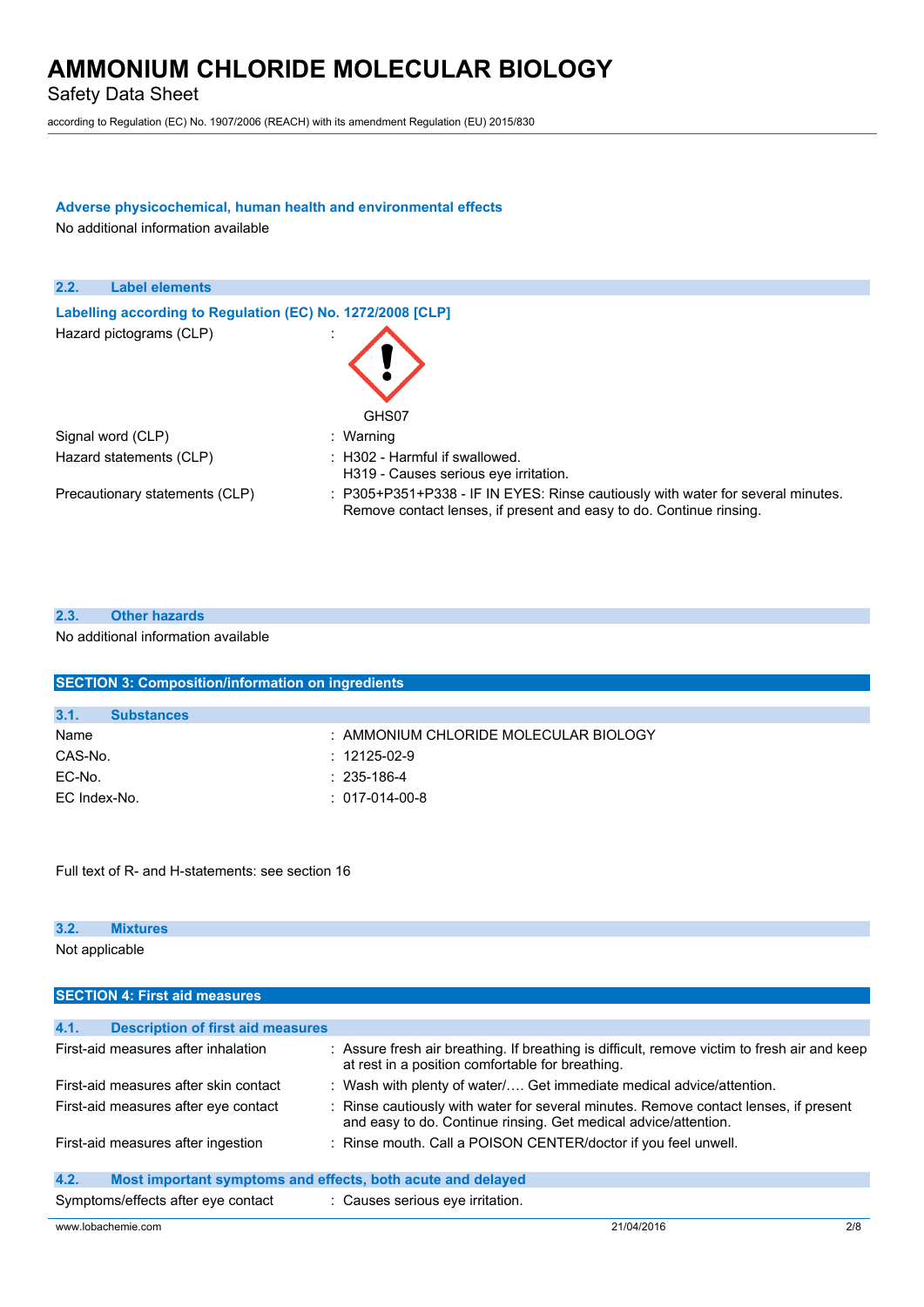#### Adverse physicochemical, human health and environmental effects

No additional information available

### 2.2. Label elements

#### Labelling according to Regulation (EC) No. 1272/2008 [CLP]

| | | |
|---|---|---|
| Hazard pictograms (CLP) | : | GHS07 |
| Signal word (CLP) | : | Warning |
| Hazard statements (CLP) | : | H302 - Harmful if swallowed.<br>H319 - Causes serious eye irritation. |
| Precautionary statements (CLP) | : | P305+P351+P338 - IF IN EYES: Rinse cautiously with water for several minutes. Remove contact lenses, if present and easy to do. Continue rinsing. |

### 2.3. Other hazards

No additional information available

## SECTION 3: Composition/information on ingredients

### 3.1. Substances

| | | |
|---|---|---|
| Name | : | AMMONIUM CHLORIDE MOLECULAR BIOLOGY |
| CAS-No. | : | 12125-02-9 |
| EC-No. | : | 235-186-4 |
| EC Index-No. | : | 017-014-00-8 |

Full text of R- and H-statements: see section 16

### 3.2. Mixtures

Not applicable

## SECTION 4: First aid measures

### 4.1. Description of first aid measures

| | | |
|---|---|---|
| First-aid measures after inhalation | : | Assure fresh air breathing. If breathing is difficult, remove victim to fresh air and keep at rest in a position comfortable for breathing. |
| First-aid measures after skin contact | : | Wash with plenty of water/…. Get immediate medical advice/attention. |
| First-aid measures after eye contact | : | Rinse cautiously with water for several minutes. Remove contact lenses, if present and easy to do. Continue rinsing. Get medical advice/attention. |
| First-aid measures after ingestion | : | Rinse mouth. Call a POISON CENTER/doctor if you feel unwell. |

### 4.2. Most important symptoms and effects, both acute and delayed

| | | |
|---|---|---|
| Symptoms/effects after eye contact | : | Causes serious eye irritation. |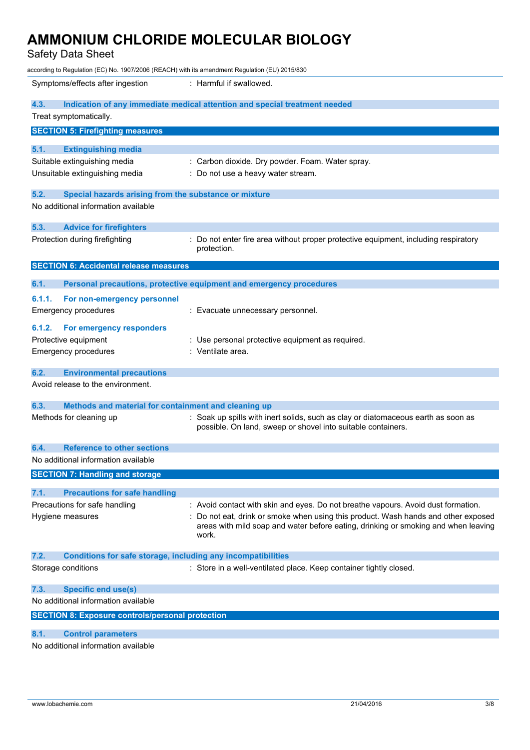Symptoms/effects after ingestion : Harmful if swallowed.

### 4.3. Indication of any immediate medical attention and special treatment needed

Treat symptomatically.

## SECTION 5: Firefighting measures

### 5.1. Extinguishing media

Suitable extinguishing media : Carbon dioxide. Dry powder. Foam. Water spray.

Unsuitable extinguishing media : Do not use a heavy water stream.

### 5.2. Special hazards arising from the substance or mixture

No additional information available

### 5.3. Advice for firefighters

Protection during firefighting : Do not enter fire area without proper protective equipment, including respiratory protection.

## SECTION 6: Accidental release measures

### 6.1. Personal precautions, protective equipment and emergency procedures

#### 6.1.1. For non-emergency personnel

Emergency procedures : Evacuate unnecessary personnel.

#### 6.1.2. For emergency responders

Protective equipment : Use personal protective equipment as required.

Emergency procedures : Ventilate area.

### 6.2. Environmental precautions

Avoid release to the environment.

### 6.3. Methods and material for containment and cleaning up

Methods for cleaning up : Soak up spills with inert solids, such as clay or diatomaceous earth as soon as possible. On land, sweep or shovel into suitable containers.

### 6.4. Reference to other sections

No additional information available

## SECTION 7: Handling and storage

### 7.1. Precautions for safe handling

Precautions for safe handling : Avoid contact with skin and eyes. Do not breathe vapours. Avoid dust formation.

Hygiene measures : Do not eat, drink or smoke when using this product. Wash hands and other exposed areas with mild soap and water before eating, drinking or smoking and when leaving work.

### 7.2. Conditions for safe storage, including any incompatibilities

Storage conditions : Store in a well-ventilated place. Keep container tightly closed.

### 7.3. Specific end use(s)

No additional information available

## SECTION 8: Exposure controls/personal protection

### 8.1. Control parameters

No additional information available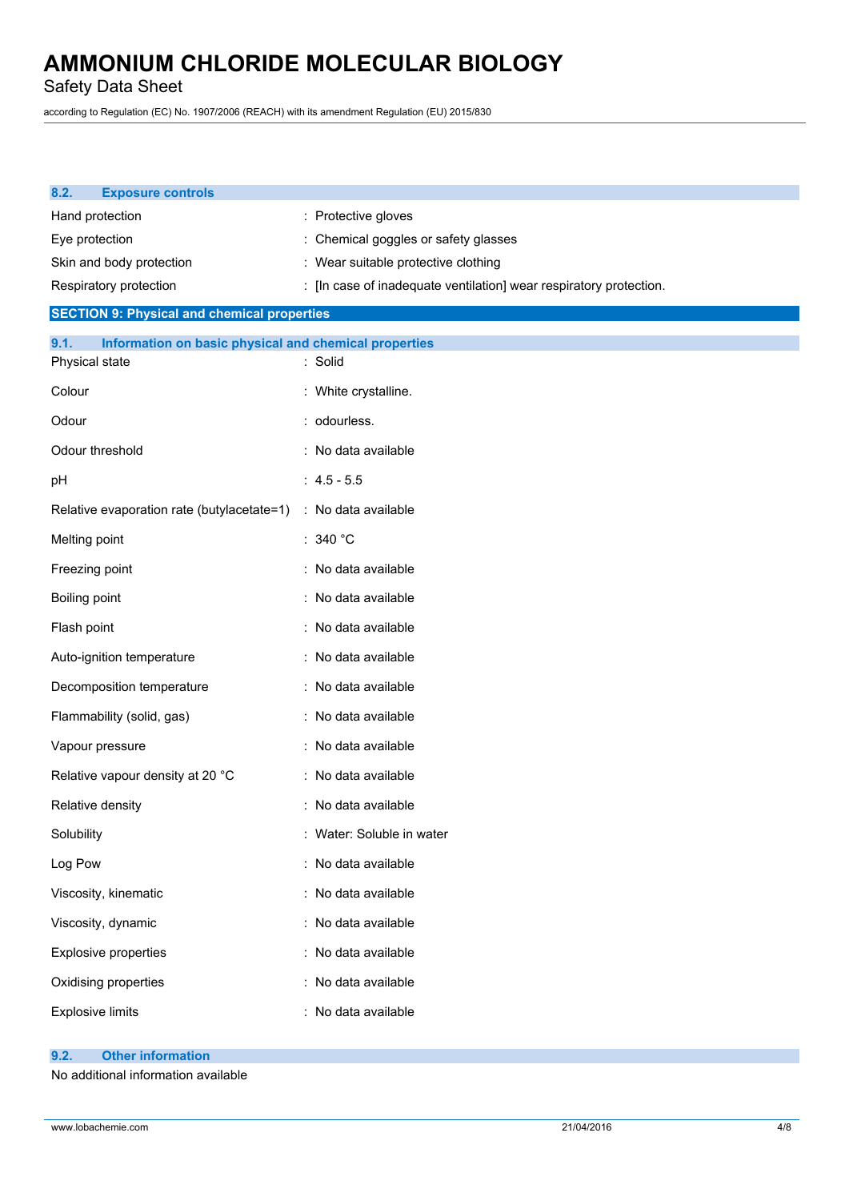### 8.2. Exposure controls

| | |
|---|---|
| Hand protection | : Protective gloves |
| Eye protection | : Chemical goggles or safety glasses |
| Skin and body protection | : Wear suitable protective clothing |
| Respiratory protection | : [In case of inadequate ventilation] wear respiratory protection. |

## SECTION 9: Physical and chemical properties

### 9.1. Information on basic physical and chemical properties

| | |
|---|---|
| Physical state | : Solid |
| Colour | : White crystalline. |
| Odour | : odourless. |
| Odour threshold | : No data available |
| pH | : 4.5 - 5.5 |
| Relative evaporation rate (butylacetate=1) | : No data available |
| Melting point | : 340 °C |
| Freezing point | : No data available |
| Boiling point | : No data available |
| Flash point | : No data available |
| Auto-ignition temperature | : No data available |
| Decomposition temperature | : No data available |
| Flammability (solid, gas) | : No data available |
| Vapour pressure | : No data available |
| Relative vapour density at 20 °C | : No data available |
| Relative density | : No data available |
| Solubility | : Water: Soluble in water |
| Log Pow | : No data available |
| Viscosity, kinematic | : No data available |
| Viscosity, dynamic | : No data available |
| Explosive properties | : No data available |
| Oxidising properties | : No data available |
| Explosive limits | : No data available |

### 9.2. Other information

No additional information available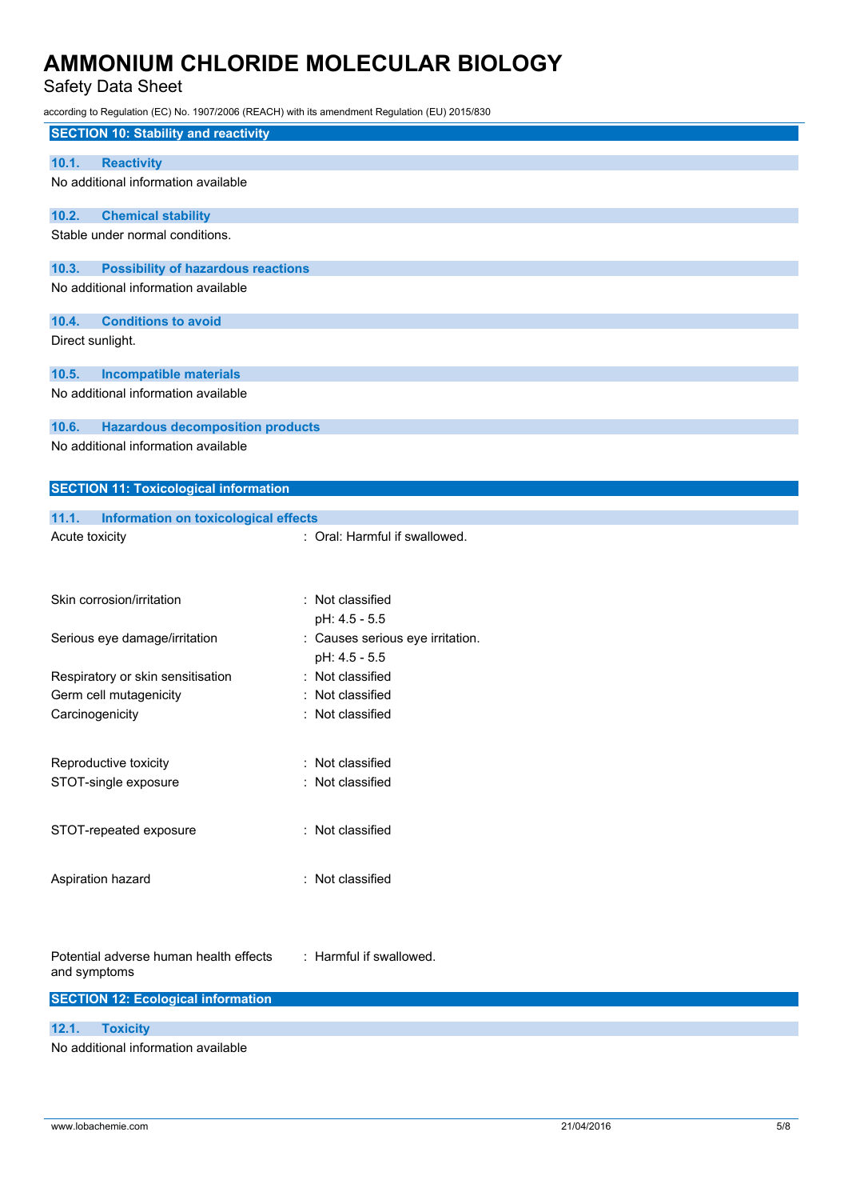## SECTION 10: Stability and reactivity

### 10.1. Reactivity

No additional information available

### 10.2. Chemical stability

Stable under normal conditions.

### 10.3. Possibility of hazardous reactions

No additional information available

### 10.4. Conditions to avoid

Direct sunlight.

### 10.5. Incompatible materials

No additional information available

### 10.6. Hazardous decomposition products

No additional information available

## SECTION 11: Toxicological information

### 11.1. Information on toxicological effects

| | |
|---|---|
| Acute toxicity | : Oral: Harmful if swallowed. |
| Skin corrosion/irritation | : Not classified<br>pH: 4.5 - 5.5 |
| Serious eye damage/irritation | : Causes serious eye irritation.<br>pH: 4.5 - 5.5 |
| Respiratory or skin sensitisation | : Not classified |
| Germ cell mutagenicity | : Not classified |
| Carcinogenicity | : Not classified |
| Reproductive toxicity | : Not classified |
| STOT-single exposure | : Not classified |
| STOT-repeated exposure | : Not classified |
| Aspiration hazard | : Not classified |
| Potential adverse human health effects and symptoms | : Harmful if swallowed. |

## SECTION 12: Ecological information

### 12.1. Toxicity

No additional information available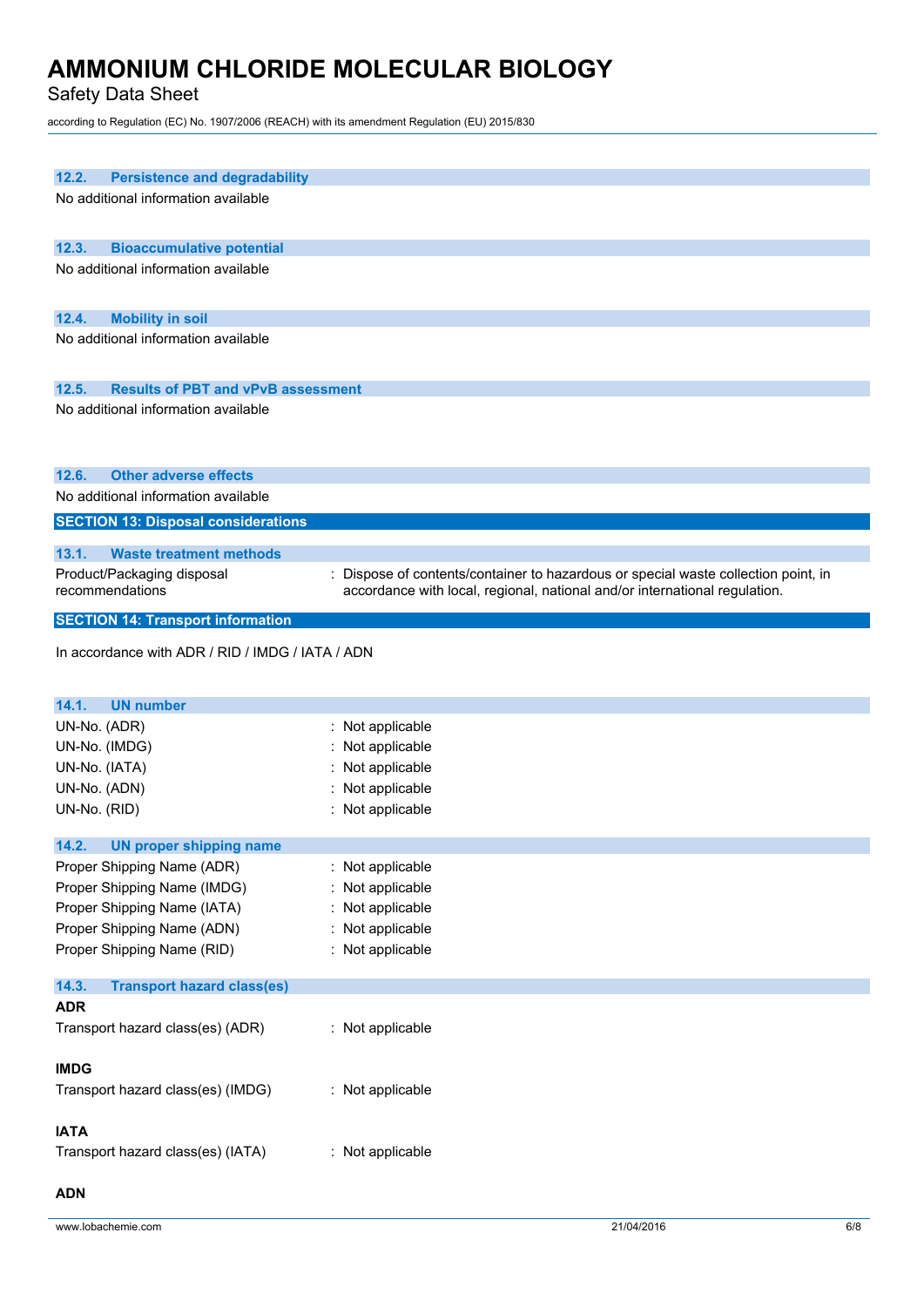### 12.2. Persistence and degradability

No additional information available

### 12.3. Bioaccumulative potential

No additional information available

### 12.4. Mobility in soil

No additional information available

### 12.5. Results of PBT and vPvB assessment

No additional information available

### 12.6. Other adverse effects

No additional information available

## SECTION 13: Disposal considerations

### 13.1. Waste treatment methods

| | |
|---|---|
| Product/Packaging disposal recommendations | : Dispose of contents/container to hazardous or special waste collection point, in accordance with local, regional, national and/or international regulation. |

## SECTION 14: Transport information

In accordance with ADR / RID / IMDG / IATA / ADN

### 14.1. UN number

| | |
|---|---|
| UN-No. (ADR) | : Not applicable |
| UN-No. (IMDG) | : Not applicable |
| UN-No. (IATA) | : Not applicable |
| UN-No. (ADN) | : Not applicable |
| UN-No. (RID) | : Not applicable |

### 14.2. UN proper shipping name

| | |
|---|---|
| Proper Shipping Name (ADR) | : Not applicable |
| Proper Shipping Name (IMDG) | : Not applicable |
| Proper Shipping Name (IATA) | : Not applicable |
| Proper Shipping Name (ADN) | : Not applicable |
| Proper Shipping Name (RID) | : Not applicable |

### 14.3. Transport hazard class(es)

**ADR**

| | |
|---|---|
| Transport hazard class(es) (ADR) | : Not applicable |

**IMDG**

| | |
|---|---|
| Transport hazard class(es) (IMDG) | : Not applicable |

**IATA**

| | |
|---|---|
| Transport hazard class(es) (IATA) | : Not applicable |

**ADN**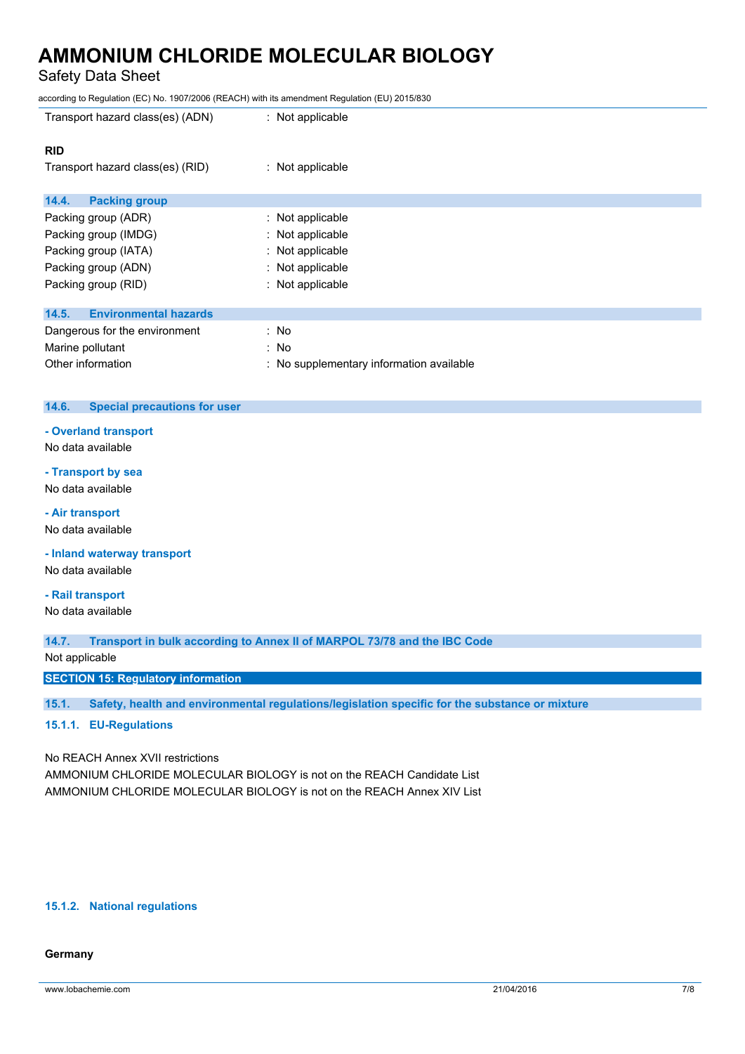Transport hazard class(es) (ADN) : Not applicable

**RID**

Transport hazard class(es) (RID) : Not applicable

### 14.4. Packing group

| | |
|---|---|
| Packing group (ADR) | : Not applicable |
| Packing group (IMDG) | : Not applicable |
| Packing group (IATA) | : Not applicable |
| Packing group (ADN) | : Not applicable |
| Packing group (RID) | : Not applicable |

### 14.5. Environmental hazards

| | |
|---|---|
| Dangerous for the environment | : No |
| Marine pollutant | : No |
| Other information | : No supplementary information available |

### 14.6. Special precautions for user

**- Overland transport**

No data available

**- Transport by sea**

No data available

**- Air transport**

No data available

**- Inland waterway transport**

No data available

**- Rail transport**

No data available

### 14.7. Transport in bulk according to Annex II of MARPOL 73/78 and the IBC Code

Not applicable

## SECTION 15: Regulatory information

### 15.1. Safety, health and environmental regulations/legislation specific for the substance or mixture

#### 15.1.1. EU-Regulations

No REACH Annex XVII restrictions

AMMONIUM CHLORIDE MOLECULAR BIOLOGY is not on the REACH Candidate List

AMMONIUM CHLORIDE MOLECULAR BIOLOGY is not on the REACH Annex XIV List

#### 15.1.2. National regulations

**Germany**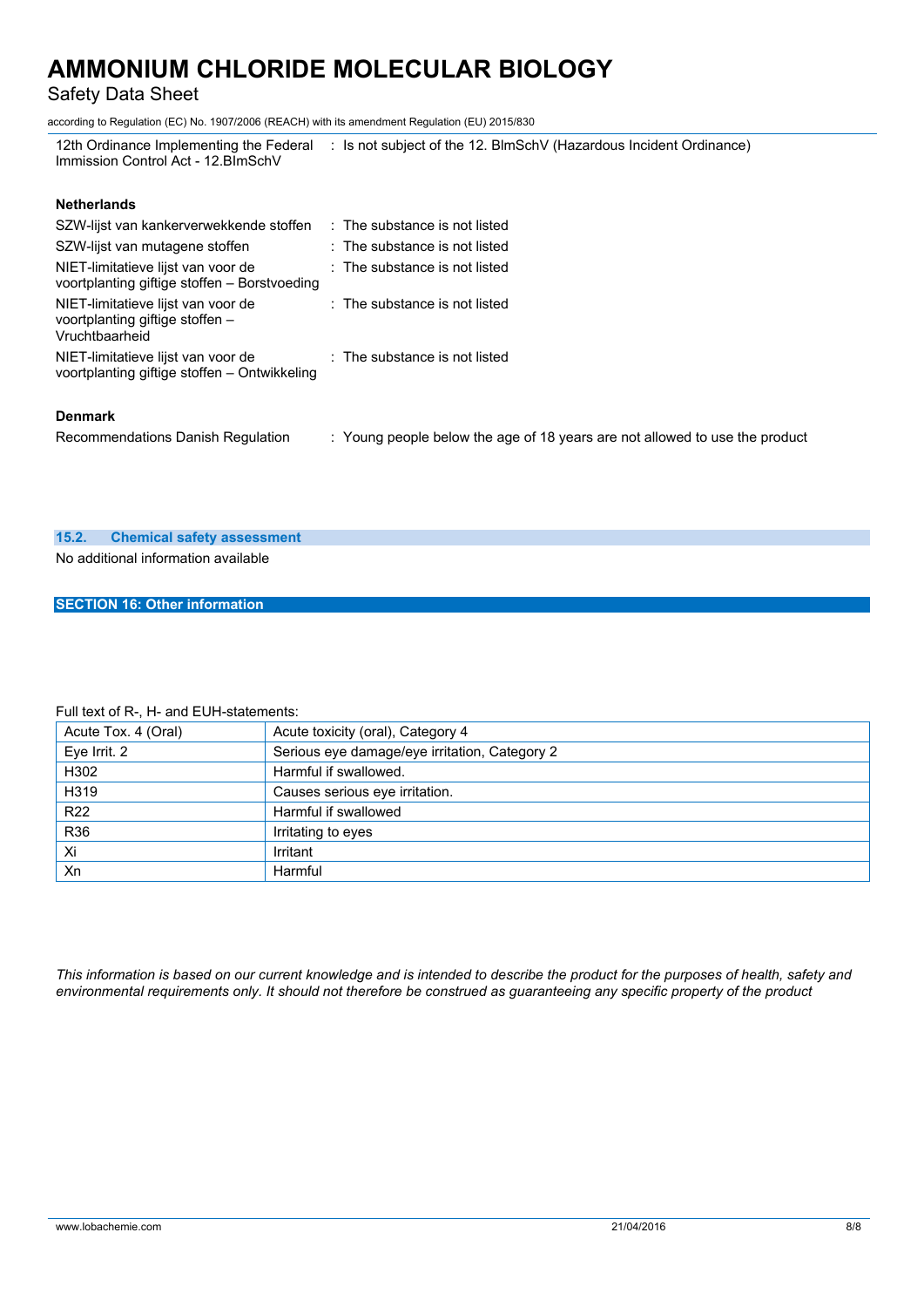| | |
|---|---|
| 12th Ordinance Implementing the Federal Immission Control Act - 12.BImSchV | : Is not subject of the 12. BlmSchV (Hazardous Incident Ordinance) |

**Netherlands**

| | |
|---|---|
| SZW-lijst van kankerverwekkende stoffen | : The substance is not listed |
| SZW-lijst van mutagene stoffen | : The substance is not listed |
| NIET-limitatieve lijst van voor de voortplanting giftige stoffen – Borstvoeding | : The substance is not listed |
| NIET-limitatieve lijst van voor de voortplanting giftige stoffen – Vruchtbaarheid | : The substance is not listed |
| NIET-limitatieve lijst van voor de voortplanting giftige stoffen – Ontwikkeling | : The substance is not listed |

**Denmark**

| | |
|---|---|
| Recommendations Danish Regulation | : Young people below the age of 18 years are not allowed to use the product |

### 15.2. Chemical safety assessment

No additional information available

## SECTION 16: Other information

Full text of R-, H- and EUH-statements:

| | |
|---|---|
| Acute Tox. 4 (Oral) | Acute toxicity (oral), Category 4 |
| Eye Irrit. 2 | Serious eye damage/eye irritation, Category 2 |
| H302 | Harmful if swallowed. |
| H319 | Causes serious eye irritation. |
| R22 | Harmful if swallowed |
| R36 | Irritating to eyes |
| Xi | Irritant |
| Xn | Harmful |

*This information is based on our current knowledge and is intended to describe the product for the purposes of health, safety and environmental requirements only. It should not therefore be construed as guaranteeing any specific property of the product*